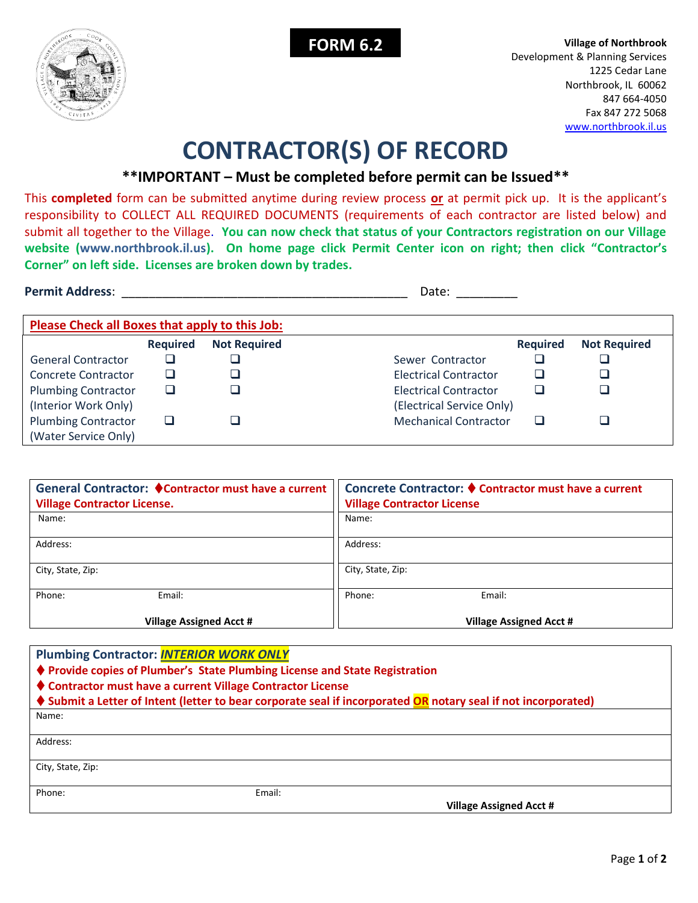**FORM 6.2**

**Village of Northbrook**
Development & Planning Services
1225 Cedar Lane
Northbrook, IL 60062
847 664-4050
Fax 847 272 5068
www.northbrook.il.us

# CONTRACTOR(S) OF RECORD

### **IMPORTANT – Must be completed before permit can be Issued**

This **completed** form can be submitted anytime during review process **or** at permit pick up. It is the applicant's responsibility to COLLECT ALL REQUIRED DOCUMENTS (requirements of each contractor are listed below) and submit all together to the Village. **You can now check that status of your Contractors registration on our Village website (www.northbrook.il.us). On home page click Permit Center icon on right; then click "Contractor's Corner" on left side. Licenses are broken down by trades.**

**Permit Address**: ___________________________________________ Date: _________

**Please Check all Boxes that apply to this Job:**

| | Required | Not Required | | Required | Not Required |
|---|---|---|---|---|---|
| General Contractor | ❑ | ❑ | Sewer Contractor | ❑ | ❑ |
| Concrete Contractor | ❑ | ❑ | Electrical Contractor | ❑ | ❑ |
| Plumbing Contractor (Interior Work Only) | ❑ | ❑ | Electrical Contractor (Electrical Service Only) | ❑ | ❑ |
| Plumbing Contractor (Water Service Only) | ❑ | ❑ | Mechanical Contractor | ❑ | ❑ |

| **General Contractor:** ♦Contractor must have a current Village Contractor License. | **Concrete Contractor:** ♦ Contractor must have a current Village Contractor License |
|---|---|
| Name: | Name: |
| Address: | Address: |
| City, State, Zip: | City, State, Zip: |
| Phone: Email: | Phone: Email: |
| **Village Assigned Acct #** | **Village Assigned Acct #** |

**Plumbing Contractor:** ***INTERIOR WORK ONLY***

- ♦ **Provide copies of Plumber's State Plumbing License and State Registration**
- ♦ **Contractor must have a current Village Contractor License**
- ♦ **Submit a Letter of Intent (letter to bear corporate seal if incorporated OR notary seal if not incorporated)**

| |
|---|
| Name: |
| Address: |
| City, State, Zip: |
| Phone: Email: **Village Assigned Acct #** |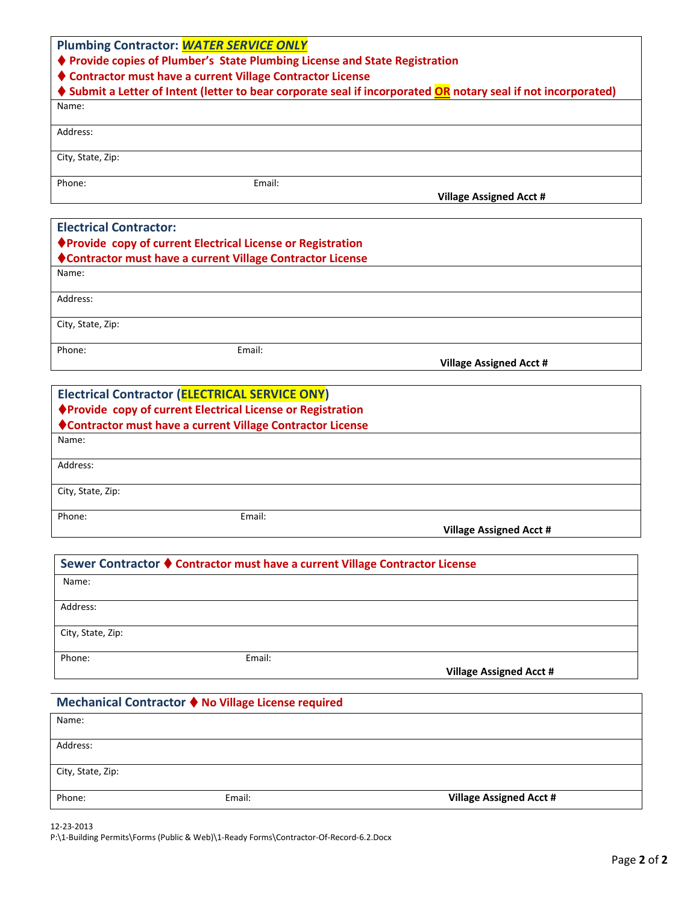**Plumbing Contractor: *WATER SERVICE ONLY***

♦ **Provide copies of Plumber's State Plumbing License and State Registration**

♦ **Contractor must have a current Village Contractor License**

♦ **Submit a Letter of Intent (letter to bear corporate seal if incorporated OR notary seal if not incorporated)**

| | |
|---|---|
| Name: | |
| Address: | |
| City, State, Zip: | |
| Phone: | Email: **Village Assigned Acct #** |

**Electrical Contractor:**

♦ **Provide copy of current Electrical License or Registration**

♦ **Contractor must have a current Village Contractor License**

| | |
|---|---|
| Name: | |
| Address: | |
| City, State, Zip: | |
| Phone: | Email: **Village Assigned Acct #** |

**Electrical Contractor (ELECTRICAL SERVICE ONY)**

♦ **Provide copy of current Electrical License or Registration**

♦ **Contractor must have a current Village Contractor License**

| | |
|---|---|
| Name: | |
| Address: | |
| City, State, Zip: | |
| Phone: | Email: **Village Assigned Acct #** |

**Sewer Contractor** ♦ **Contractor must have a current Village Contractor License**

| | |
|---|---|
| Name: | |
| Address: | |
| City, State, Zip: | |
| Phone: | Email: **Village Assigned Acct #** |

**Mechanical Contractor** ♦ **No Village License required**

| | | |
|---|---|---|
| Name: | | |
| Address: | | |
| City, State, Zip: | | |
| Phone: | Email: | **Village Assigned Acct #** |

12-23-2013

P:\1-Building Permits\Forms (Public & Web)\1-Ready Forms\Contractor-Of-Record-6.2.Docx